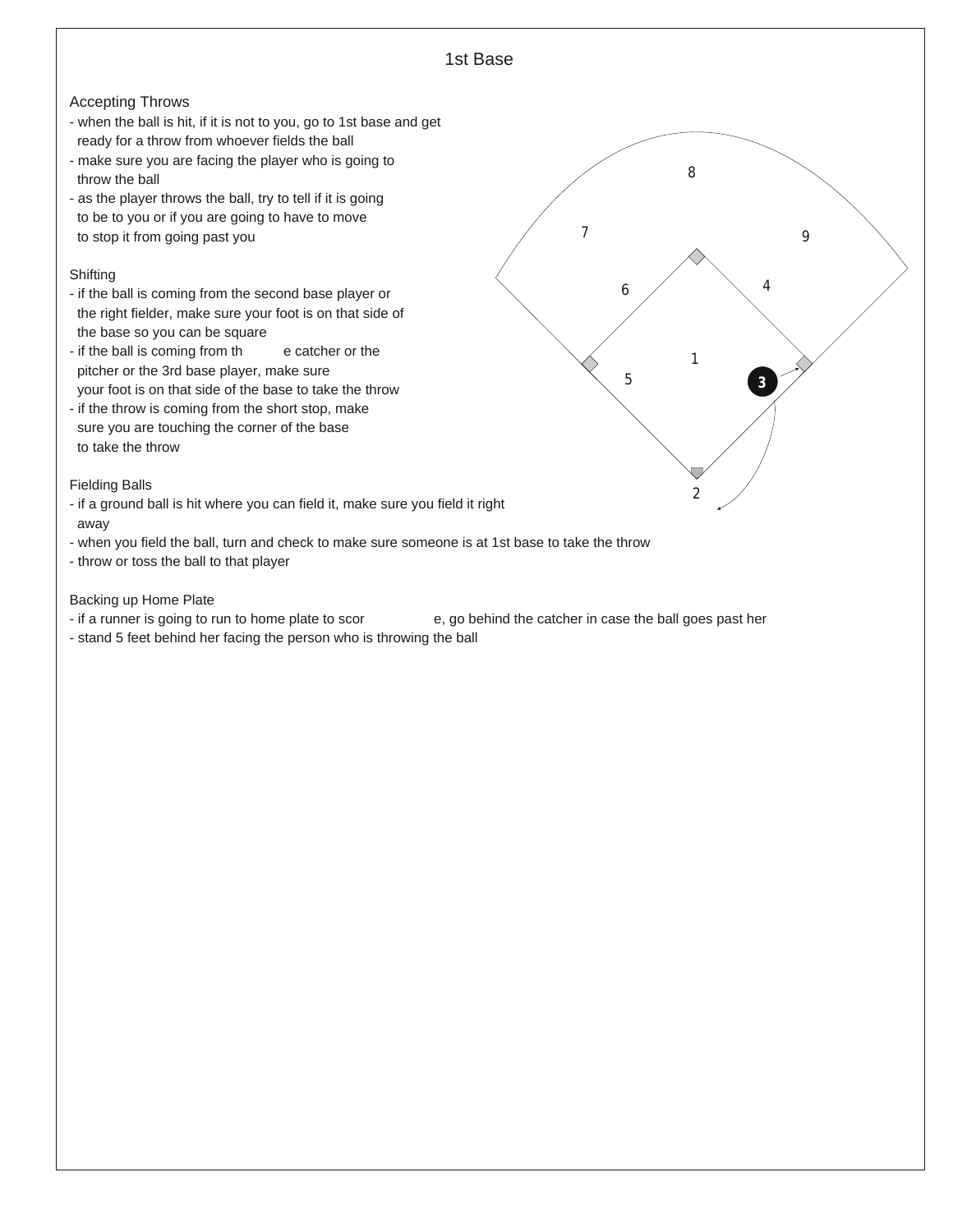# 1st Base

## Accepting Throws

- when the ball is hit, if it is not to you, go to 1st base and get ready for a throw from whoever fields the ball
- make sure you are facing the player who is going to throw the ball
- as the player throws the ball, try to tell if it is going to be to you or if you are going to have to move to stop it from going past you

## Shifting

- if the ball is coming from the second base player or the right fielder, make sure your foot is on that side of the base so you can be square
- if the ball is coming from the catcher or the pitcher or the 3rd base player, make sure your foot is on that side of the base to take the throw
- if the throw is coming from the short stop, make sure you are touching the corner of the base to take the throw

## Fielding Balls

- if a ground ball is hit where you can field it, make sure you field it right away
- when you field the ball, turn and check to make sure someone is at 1st base to take the throw
- throw or toss the ball to that player

## Backing up Home Plate

- if a runner is going to run to home plate to score, go behind the catcher in case the ball goes past her
- stand 5 feet behind her facing the person who is throwing the ball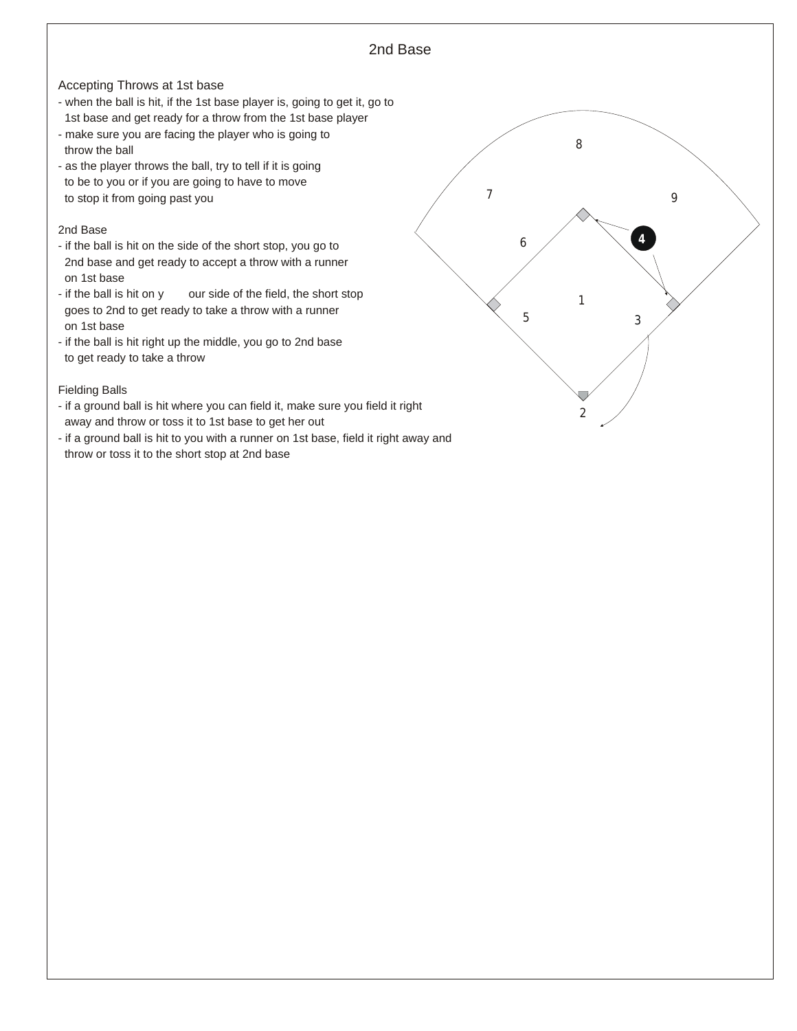# 2nd Base

## Accepting Throws at 1st base

- when the ball is hit, if the 1st base player is, going to get it, go to 1st base and get ready for a throw from the 1st base player
- make sure you are facing the player who is going to throw the ball
- as the player throws the ball, try to tell if it is going to be to you or if you are going to have to move to stop it from going past you

## 2nd Base

- if the ball is hit on the side of the short stop, you go to 2nd base and get ready to accept a throw with a runner on 1st base
- if the ball is hit on your side of the field, the short stop goes to 2nd to get ready to take a throw with a runner on 1st base
- if the ball is hit right up the middle, you go to 2nd base to get ready to take a throw

## Fielding Balls

- if a ground ball is hit where you can field it, make sure you field it right away and throw or toss it to 1st base to get her out
- if a ground ball is hit to you with a runner on 1st base, field it right away and throw or toss it to the short stop at 2nd base

8
7
9
6
4
1
5
3
2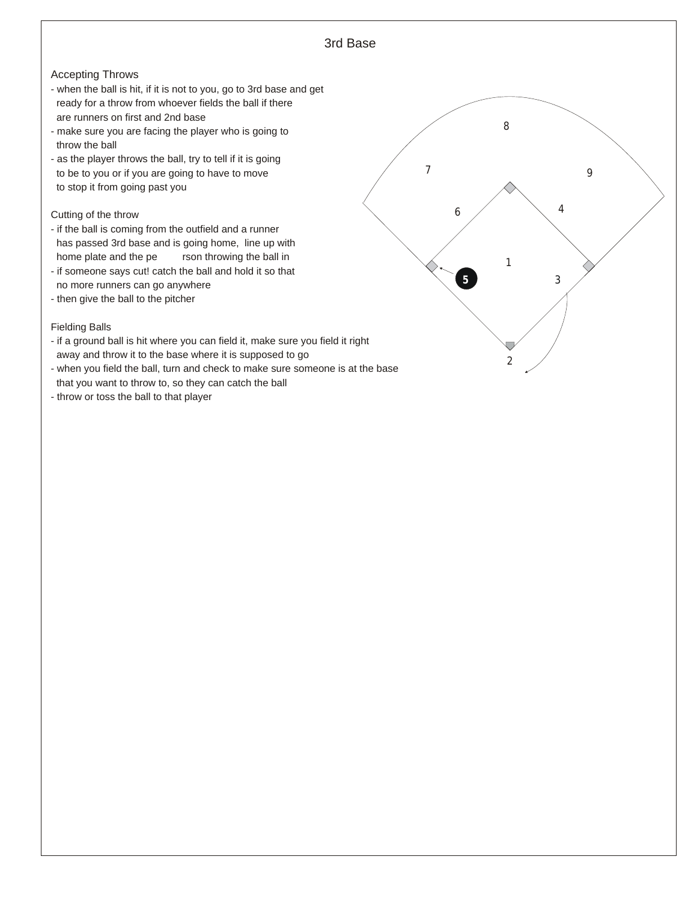# 3rd Base

## Accepting Throws

- when the ball is hit, if it is not to you, go to 3rd base and get ready for a throw from whoever fields the ball if there are runners on first and 2nd base
- make sure you are facing the player who is going to throw the ball
- as the player throws the ball, try to tell if it is going to be to you or if you are going to have to move to stop it from going past you

## Cutting of the throw

- if the ball is coming from the outfield and a runner has passed 3rd base and is going home, line up with home plate and the person throwing the ball in
- if someone says cut! catch the ball and hold it so that no more runners can go anywhere
- then give the ball to the pitcher

## Fielding Balls

- if a ground ball is hit where you can field it, make sure you field it right away and throw it to the base where it is supposed to go
- when you field the ball, turn and check to make sure someone is at the base that you want to throw to, so they can catch the ball
- throw or toss the ball to that player

8
7
9
6
4
1
5
3
2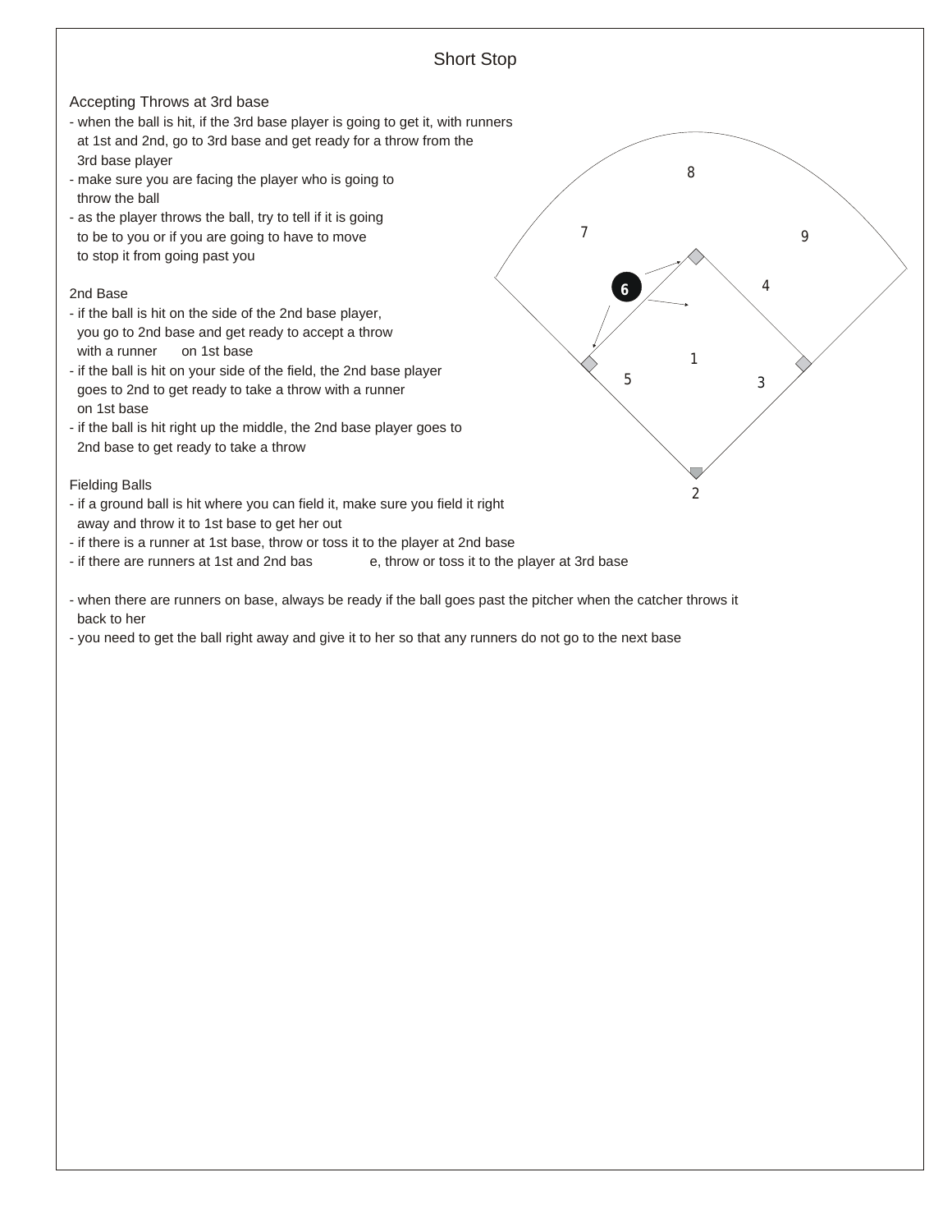# Short Stop

## Accepting Throws at 3rd base

- when the ball is hit, if the 3rd base player is going to get it, with runners at 1st and 2nd, go to 3rd base and get ready for a throw from the 3rd base player
- make sure you are facing the player who is going to throw the ball
- as the player throws the ball, try to tell if it is going to be to you or if you are going to have to move to stop it from going past you

## 2nd Base

- if the ball is hit on the side of the 2nd base player, you go to 2nd base and get ready to accept a throw with a runner on 1st base
- if the ball is hit on your side of the field, the 2nd base player goes to 2nd to get ready to take a throw with a runner on 1st base
- if the ball is hit right up the middle, the 2nd base player goes to 2nd base to get ready to take a throw

8
7
9
6
4
1
5
3
2

## Fielding Balls

- if a ground ball is hit where you can field it, make sure you field it right away and throw it to 1st base to get her out
- if there is a runner at 1st base, throw or toss it to the player at 2nd base
- if there are runners at 1st and 2nd base, throw or toss it to the player at 3rd base

- when there are runners on base, always be ready if the ball goes past the pitcher when the catcher throws it back to her
- you need to get the ball right away and give it to her so that any runners do not go to the next base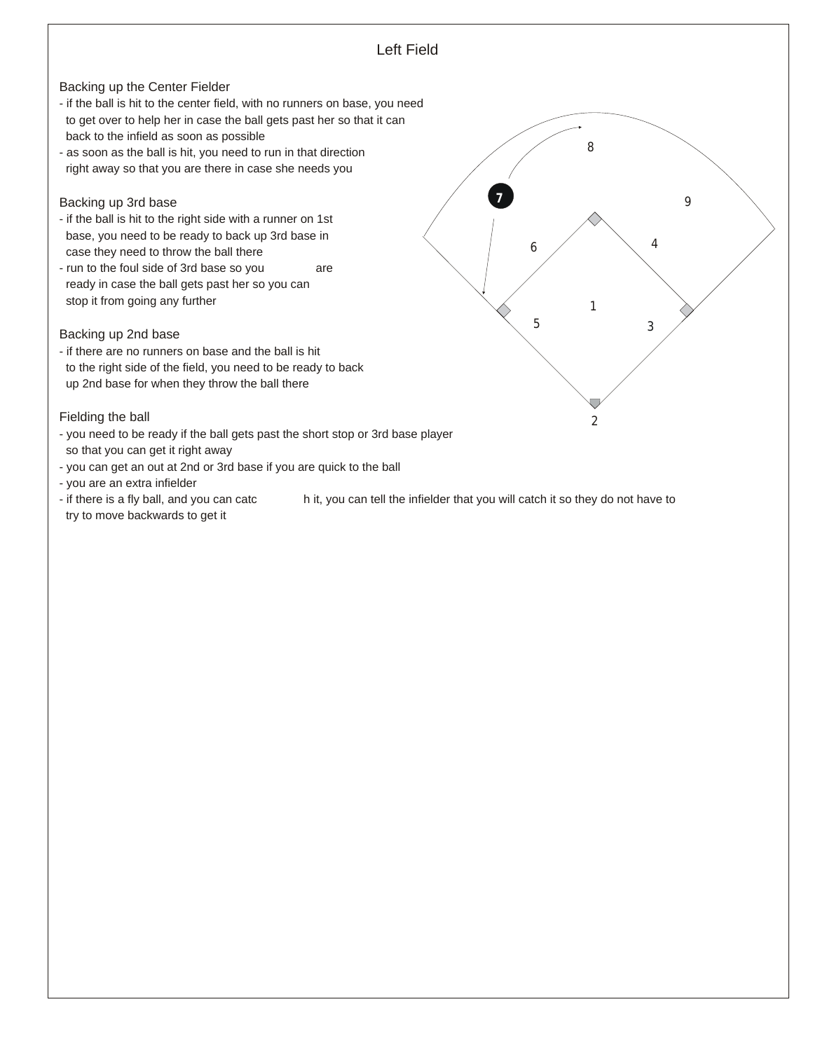# Left Field

## Backing up the Center Fielder

- if the ball is hit to the center field, with no runners on base, you need to get over to help her in case the ball gets past her so that it can back to the infield as soon as possible
- as soon as the ball is hit, you need to run in that direction right away so that you are there in case she needs you

## Backing up 3rd base

- if the ball is hit to the right side with a runner on 1st base, you need to be ready to back up 3rd base in case they need to throw the ball there
- run to the foul side of 3rd base so you are ready in case the ball gets past her so you can stop it from going any further

## Backing up 2nd base

- if there are no runners on base and the ball is hit to the right side of the field, you need to be ready to back up 2nd base for when they throw the ball there

## Fielding the ball

- you need to be ready if the ball gets past the short stop or 3rd base player so that you can get it right away
- you can get an out at 2nd or 3rd base if you are quick to the ball
- you are an extra infielder
- if there is a fly ball, and you can catch it, you can tell the infielder that you will catch it so they do not have to try to move backwards to get it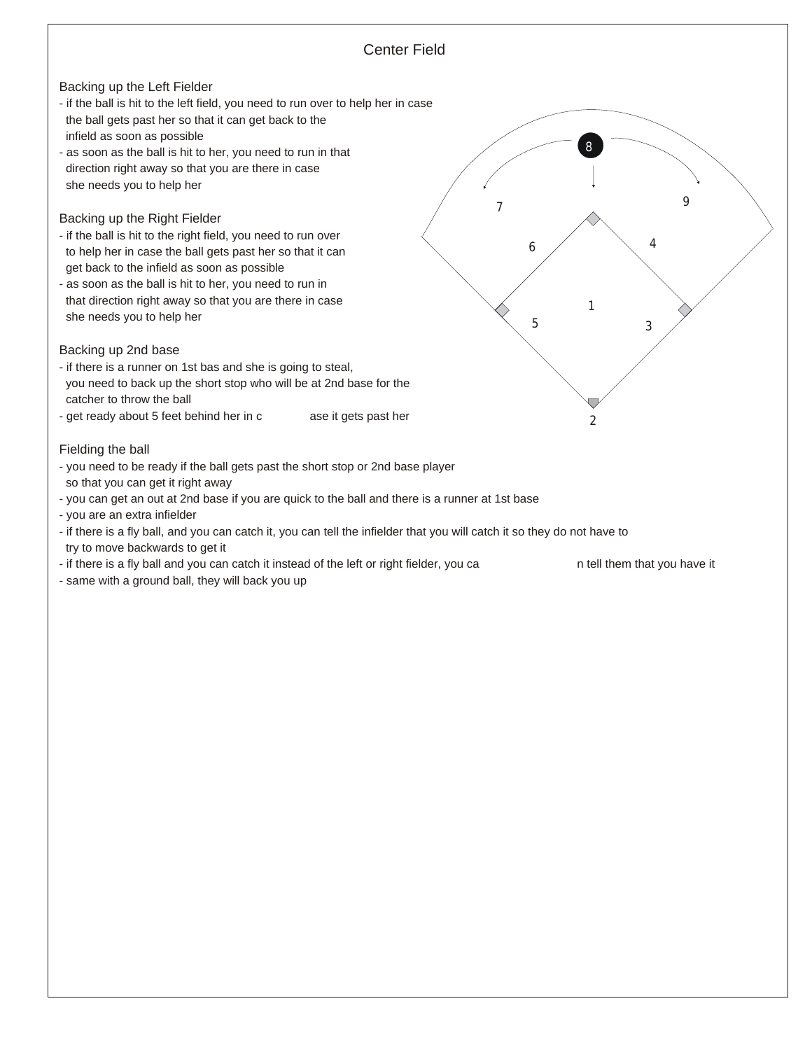# Center Field

## Backing up the Left Fielder

- if the ball is hit to the left field, you need to run over to help her in case the ball gets past her so that it can get back to the infield as soon as possible
- as soon as the ball is hit to her, you need to run in that direction right away so that you are there in case she needs you to help her

## Backing up the Right Fielder

- if the ball is hit to the right field, you need to run over to help her in case the ball gets past her so that it can get back to the infield as soon as possible
- as soon as the ball is hit to her, you need to run in that direction right away so that you are there in case she needs you to help her

## Backing up 2nd base

- if there is a runner on 1st bas and she is going to steal, you need to back up the short stop who will be at 2nd base for the catcher to throw the ball
- get ready about 5 feet behind her in case it gets past her

8

7

9

6

4

1

5

3

2

## Fielding the ball

- you need to be ready if the ball gets past the short stop or 2nd base player so that you can get it right away
- you can get an out at 2nd base if you are quick to the ball and there is a runner at 1st base
- you are an extra infielder
- if there is a fly ball, and you can catch it, you can tell the infielder that you will catch it so they do not have to try to move backwards to get it
- if there is a fly ball and you can catch it instead of the left or right fielder, you can tell them that you have it
- same with a ground ball, they will back you up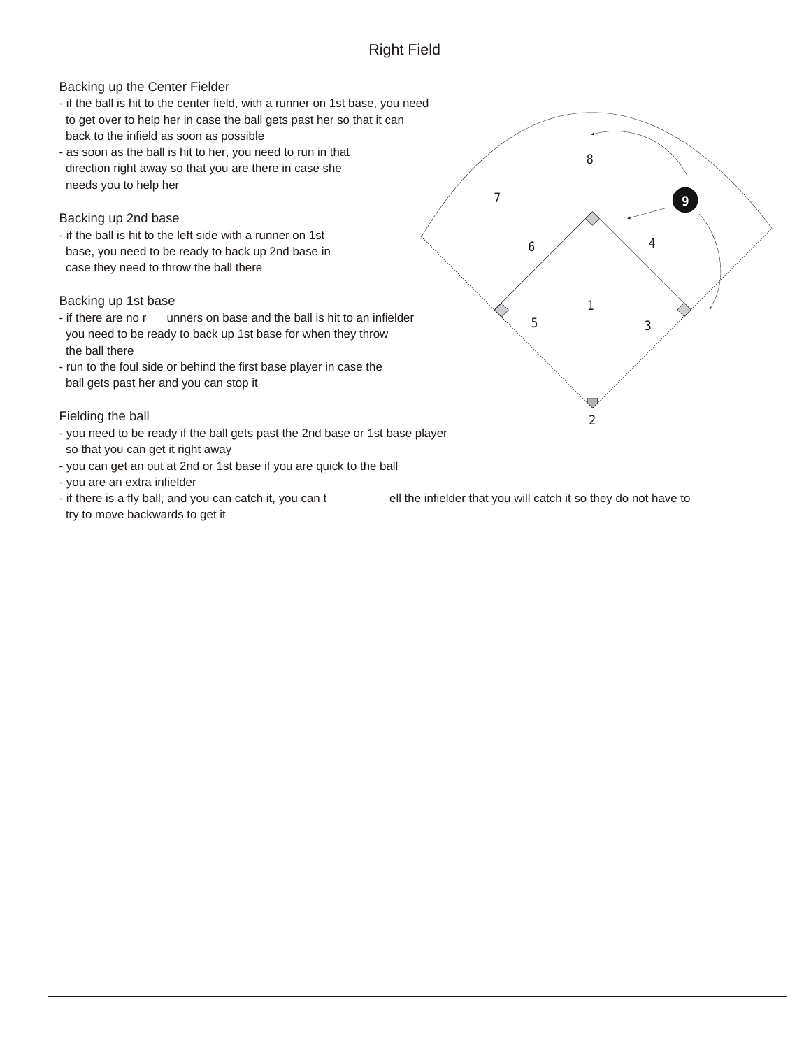# Right Field

## Backing up the Center Fielder

- if the ball is hit to the center field, with a runner on 1st base, you need to get over to help her in case the ball gets past her so that it can back to the infield as soon as possible
- as soon as the ball is hit to her, you need to run in that direction right away so that you are there in case she needs you to help her

## Backing up 2nd base

- if the ball is hit to the left side with a runner on 1st base, you need to be ready to back up 2nd base in case they need to throw the ball there

## Backing up 1st base

- if there are no runners on base and the ball is hit to an infielder you need to be ready to back up 1st base for when they throw the ball there
- run to the foul side or behind the first base player in case the ball gets past her and you can stop it

## Fielding the ball

- you need to be ready if the ball gets past the 2nd base or 1st base player so that you can get it right away
- you can get an out at 2nd or 1st base if you are quick to the ball
- you are an extra infielder
- if there is a fly ball, and you can catch it, you can tell the infielder that you will catch it so they do not have to try to move backwards to get it

8
7
9
6
4
1
5
3
2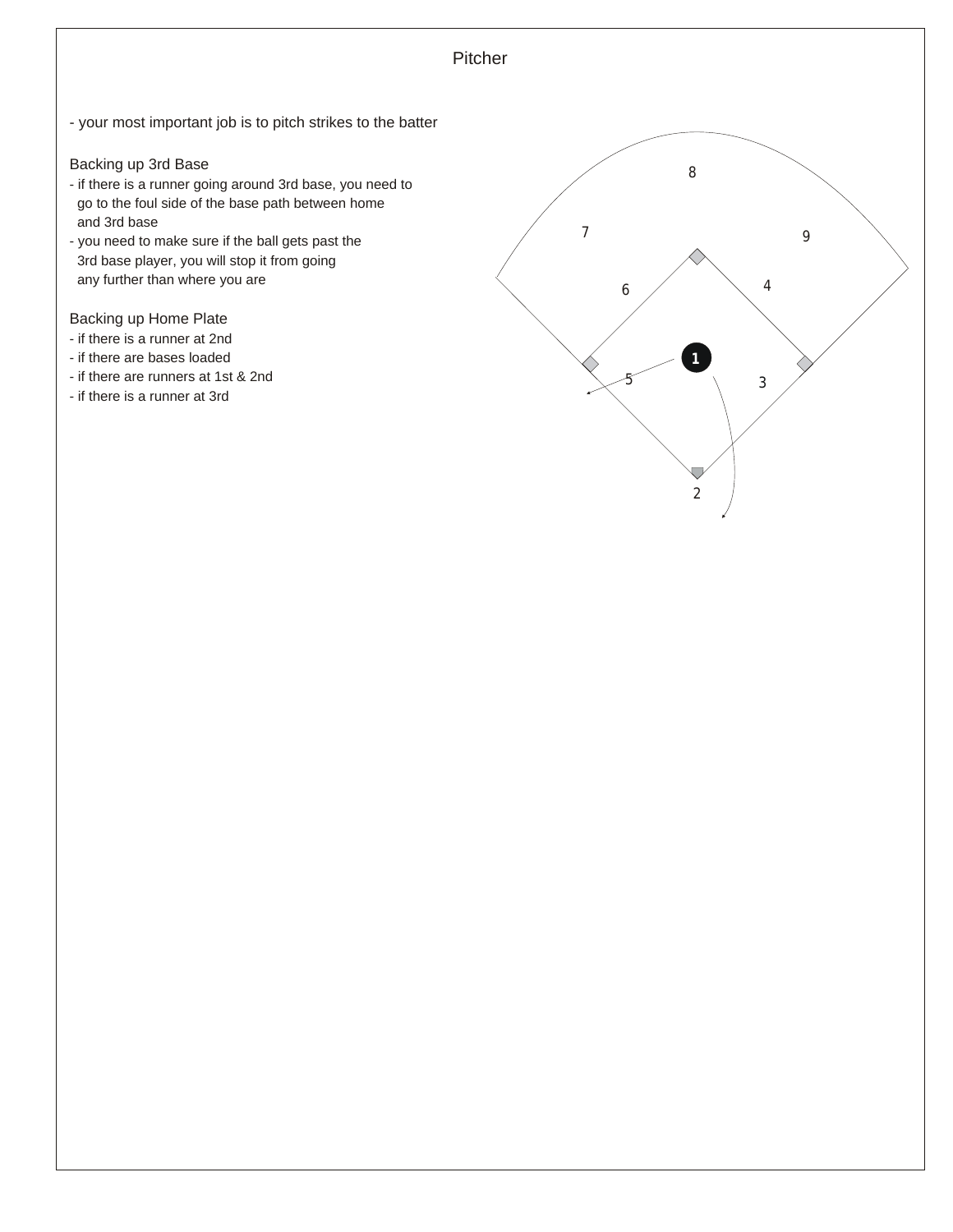# Pitcher

- your most important job is to pitch strikes to the batter

## Backing up 3rd Base

- if there is a runner going around 3rd base, you need to go to the foul side of the base path between home and 3rd base
- you need to make sure if the ball gets past the 3rd base player, you will stop it from going any further than where you are

## Backing up Home Plate

- if there is a runner at 2nd
- if there are bases loaded
- if there are runners at 1st & 2nd
- if there is a runner at 3rd

8
7
9
6
4
1
5
3
2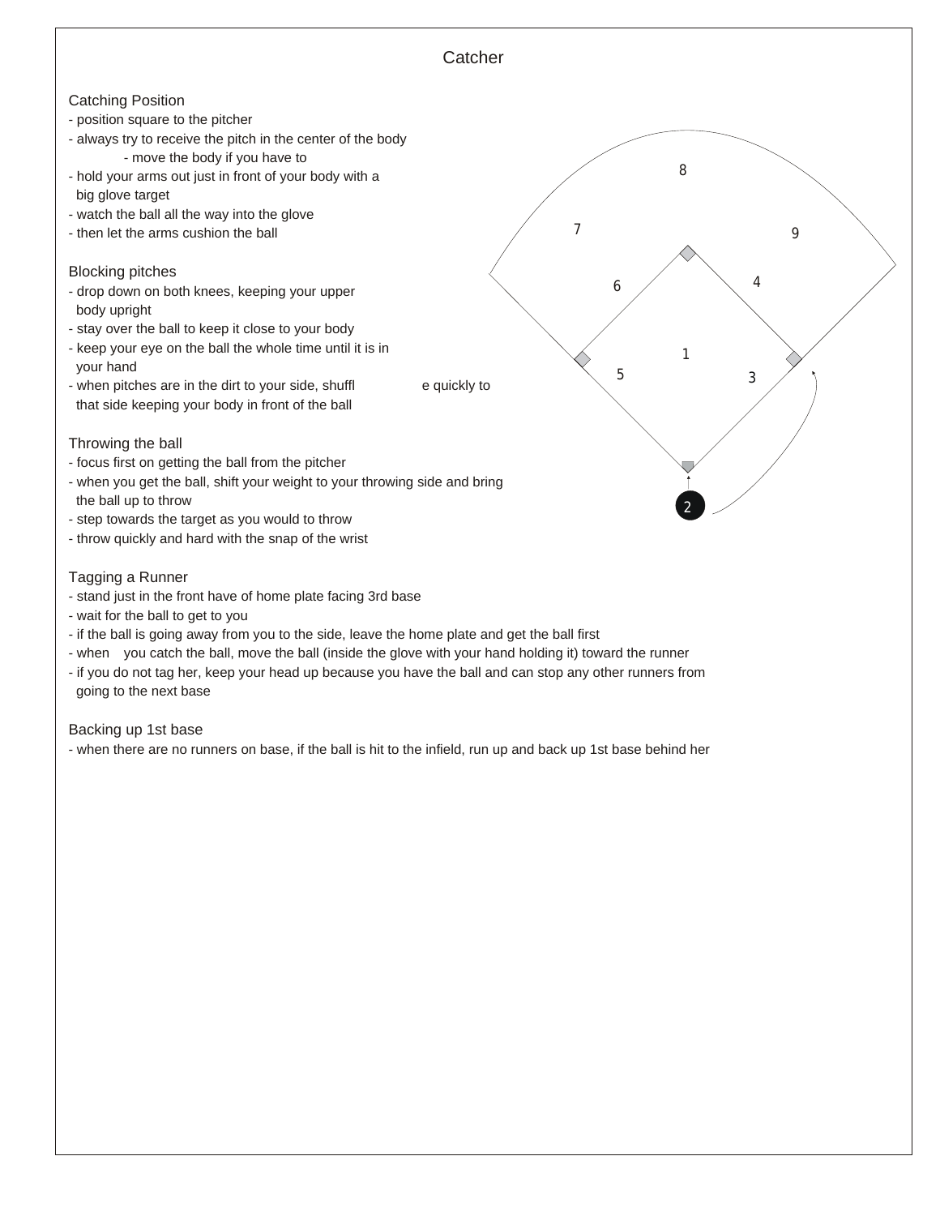# Catcher

## Catching Position

- position square to the pitcher
- always try to receive the pitch in the center of the body
  - move the body if you have to
- hold your arms out just in front of your body with a big glove target
- watch the ball all the way into the glove
- then let the arms cushion the ball

## Blocking pitches

- drop down on both knees, keeping your upper body upright
- stay over the ball to keep it close to your body
- keep your eye on the ball the whole time until it is in your hand
- when pitches are in the dirt to your side, shuffle quickly to that side keeping your body in front of the ball

## Throwing the ball

- focus first on getting the ball from the pitcher
- when you get the ball, shift your weight to your throwing side and bring the ball up to throw
- step towards the target as you would to throw
- throw quickly and hard with the snap of the wrist

## Tagging a Runner

- stand just in the front have of home plate facing 3rd base
- wait for the ball to get to you
- if the ball is going away from you to the side, leave the home plate and get the ball first
- when you catch the ball, move the ball (inside the glove with your hand holding it) toward the runner
- if you do not tag her, keep your head up because you have the ball and can stop any other runners from going to the next base

## Backing up 1st base

- when there are no runners on base, if the ball is hit to the infield, run up and back up 1st base behind her

8
7
9
6
4
1
5
3
2